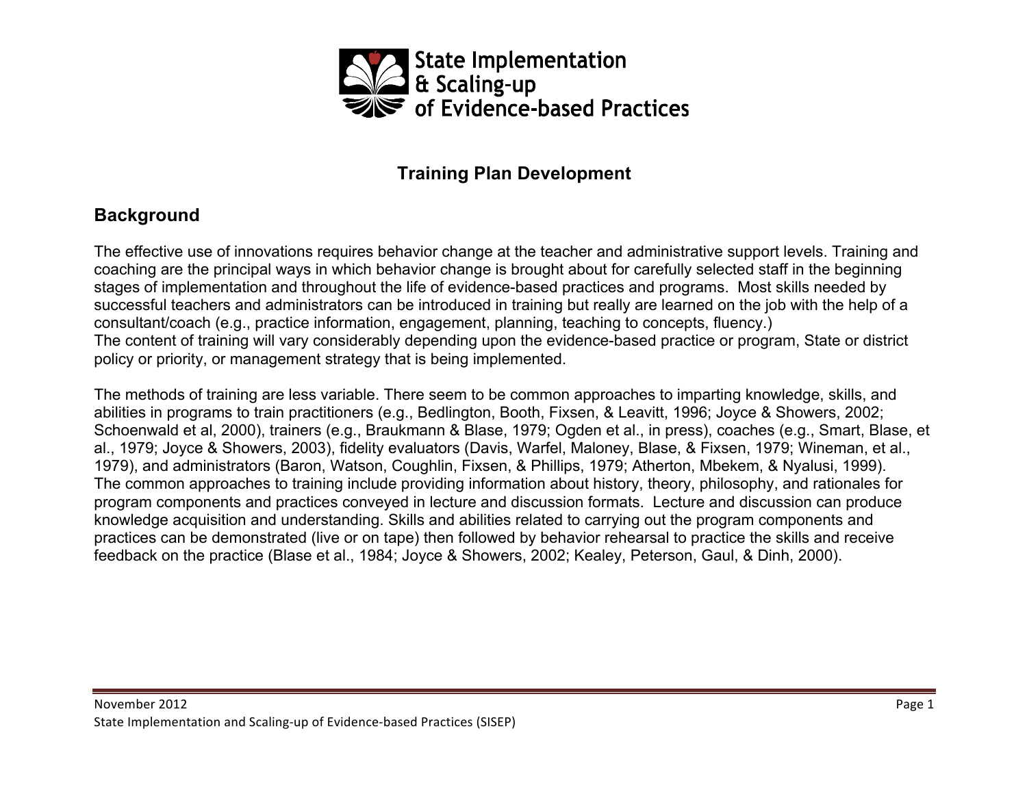State Implementation & Scaling-up of Evidence-based Practices

# Training Plan Development

## Background

The effective use of innovations requires behavior change at the teacher and administrative support levels. Training and coaching are the principal ways in which behavior change is brought about for carefully selected staff in the beginning stages of implementation and throughout the life of evidence-based practices and programs. Most skills needed by successful teachers and administrators can be introduced in training but really are learned on the job with the help of a consultant/coach (e.g., practice information, engagement, planning, teaching to concepts, fluency.)
The content of training will vary considerably depending upon the evidence-based practice or program, State or district policy or priority, or management strategy that is being implemented.

The methods of training are less variable. There seem to be common approaches to imparting knowledge, skills, and abilities in programs to train practitioners (e.g., Bedlington, Booth, Fixsen, & Leavitt, 1996; Joyce & Showers, 2002; Schoenwald et al, 2000), trainers (e.g., Braukmann & Blase, 1979; Ogden et al., in press), coaches (e.g., Smart, Blase, et al., 1979; Joyce & Showers, 2003), fidelity evaluators (Davis, Warfel, Maloney, Blase, & Fixsen, 1979; Wineman, et al., 1979), and administrators (Baron, Watson, Coughlin, Fixsen, & Phillips, 1979; Atherton, Mbekem, & Nyalusi, 1999). The common approaches to training include providing information about history, theory, philosophy, and rationales for program components and practices conveyed in lecture and discussion formats. Lecture and discussion can produce knowledge acquisition and understanding. Skills and abilities related to carrying out the program components and practices can be demonstrated (live or on tape) then followed by behavior rehearsal to practice the skills and receive feedback on the practice (Blase et al., 1984; Joyce & Showers, 2002; Kealey, Peterson, Gaul, & Dinh, 2000).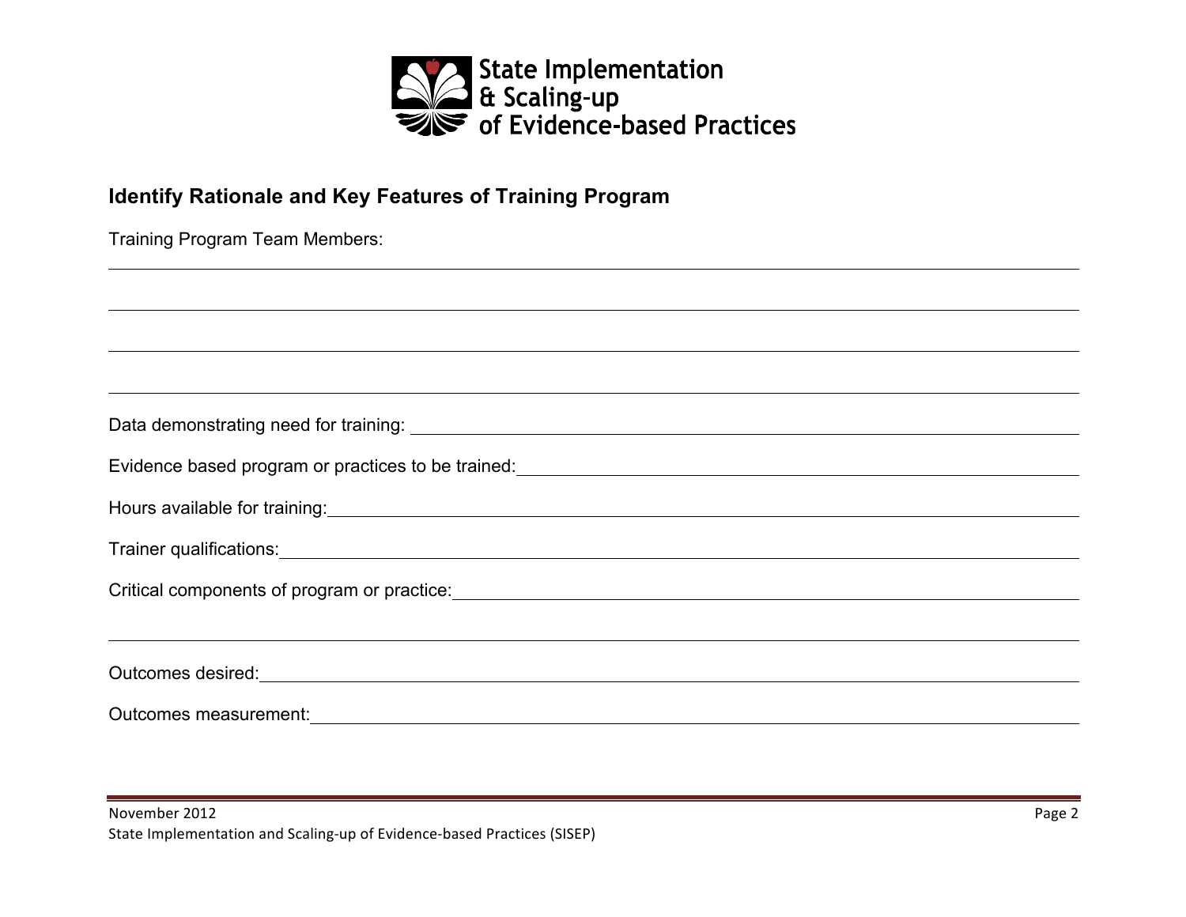## Identify Rationale and Key Features of Training Program

Training Program Team Members:

Data demonstrating need for training:

Evidence based program or practices to be trained:

Hours available for training:

Trainer qualifications:

Critical components of program or practice:

Outcomes desired:

Outcomes measurement: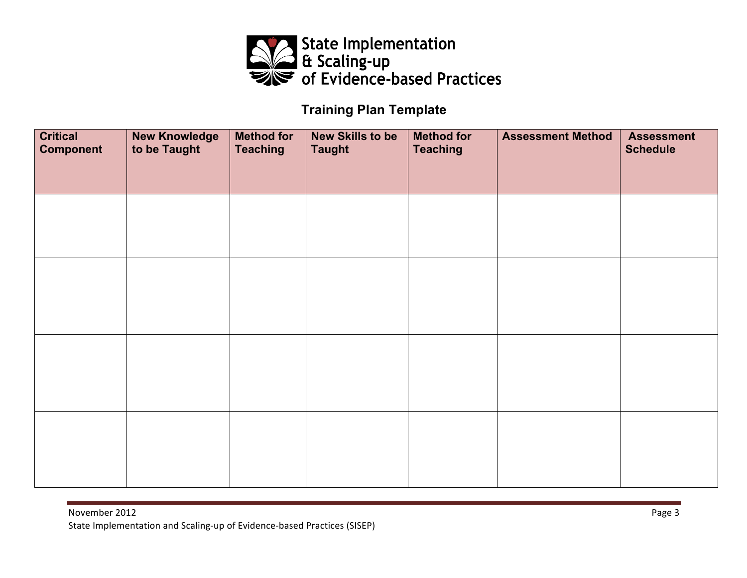## Training Plan Template

| Critical Component | New Knowledge to be Taught | Method for Teaching | New Skills to be Taught | Method for Teaching | Assessment Method | Assessment Schedule |
|---|---|---|---|---|---|---|
| | | | | | | |
| | | | | | | |
| | | | | | | |
| | | | | | | |